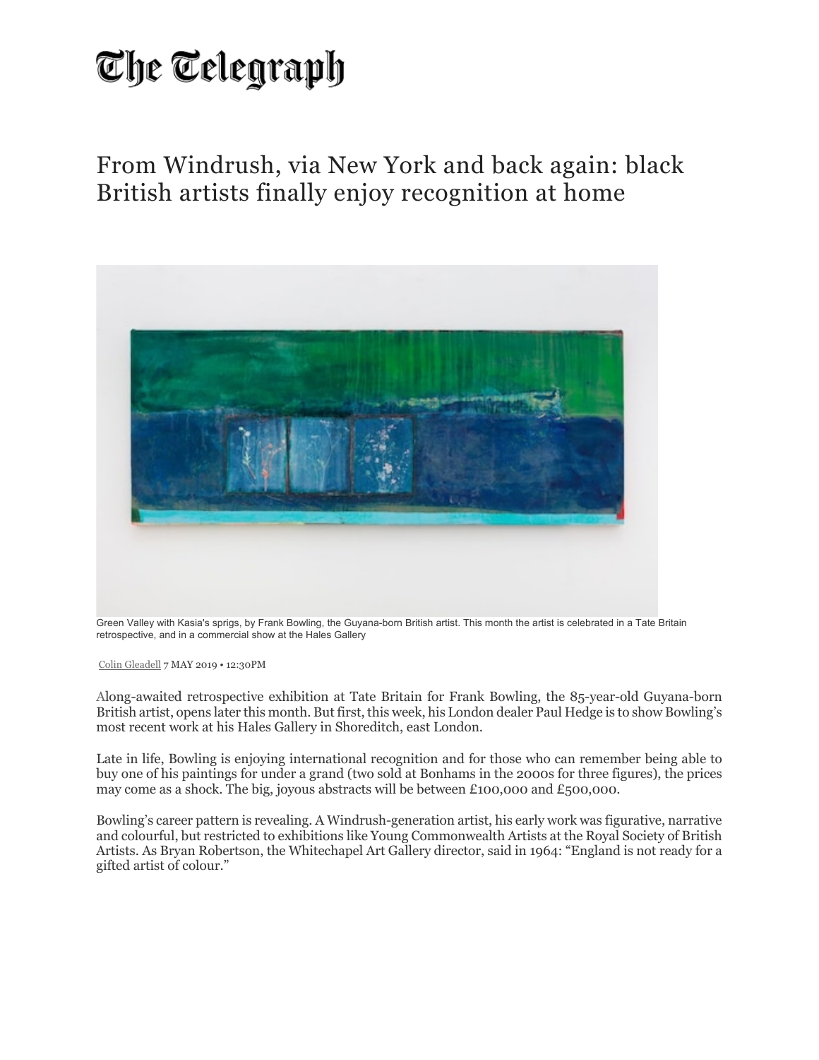# The Telegraph

## From Windrush, via New York and back again: black British artists finally enjoy recognition at home

Green Valley with Kasia's sprigs, by Frank Bowling, the Guyana-born British artist. This month the artist is celebrated in a Tate Britain retrospective, and in a commercial show at the Hales Gallery

Colin Gleadell 7 MAY 2019 • 12:30PM

A long-awaited retrospective exhibition at Tate Britain for Frank Bowling, the 85-year-old Guyana-born British artist, opens later this month. But first, this week, his London dealer Paul Hedge is to show Bowling's most recent work at his Hales Gallery in Shoreditch, east London.

Late in life, Bowling is enjoying international recognition and for those who can remember being able to buy one of his paintings for under a grand (two sold at Bonhams in the 2000s for three figures), the prices may come as a shock. The big, joyous abstracts will be between £100,000 and £500,000.

Bowling's career pattern is revealing. A Windrush-generation artist, his early work was figurative, narrative and colourful, but restricted to exhibitions like Young Commonwealth Artists at the Royal Society of British Artists. As Bryan Robertson, the Whitechapel Art Gallery director, said in 1964: "England is not ready for a gifted artist of colour."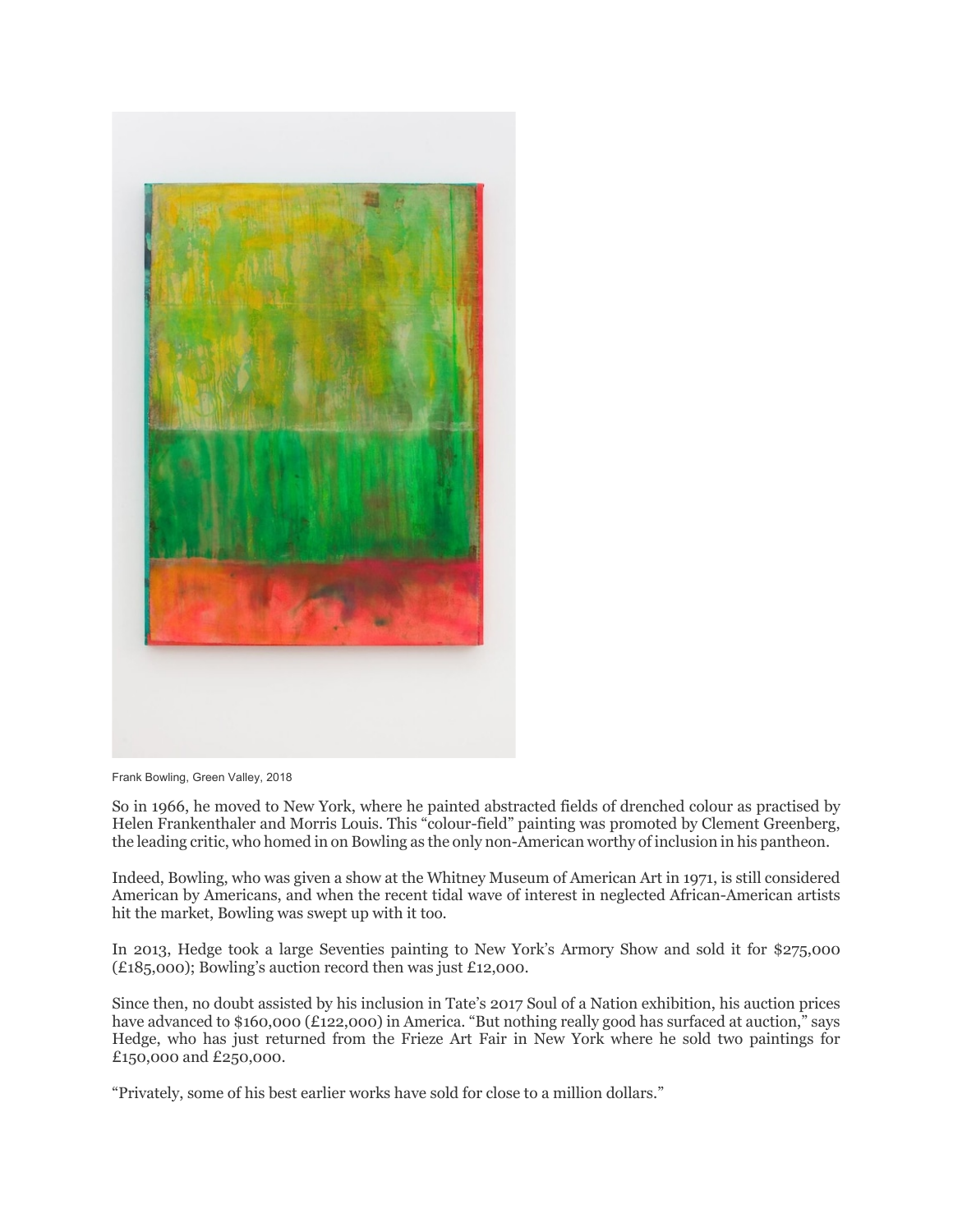Frank Bowling, Green Valley, 2018

So in 1966, he moved to New York, where he painted abstracted fields of drenched colour as practised by Helen Frankenthaler and Morris Louis. This "colour-field" painting was promoted by Clement Greenberg, the leading critic, who homed in on Bowling as the only non-American worthy of inclusion in his pantheon.

Indeed, Bowling, who was given a show at the Whitney Museum of American Art in 1971, is still considered American by Americans, and when the recent tidal wave of interest in neglected African-American artists hit the market, Bowling was swept up with it too.

In 2013, Hedge took a large Seventies painting to New York's Armory Show and sold it for $275,000 (£185,000); Bowling's auction record then was just £12,000.

Since then, no doubt assisted by his inclusion in Tate's 2017 Soul of a Nation exhibition, his auction prices have advanced to $160,000 (£122,000) in America. "But nothing really good has surfaced at auction," says Hedge, who has just returned from the Frieze Art Fair in New York where he sold two paintings for £150,000 and £250,000.

"Privately, some of his best earlier works have sold for close to a million dollars."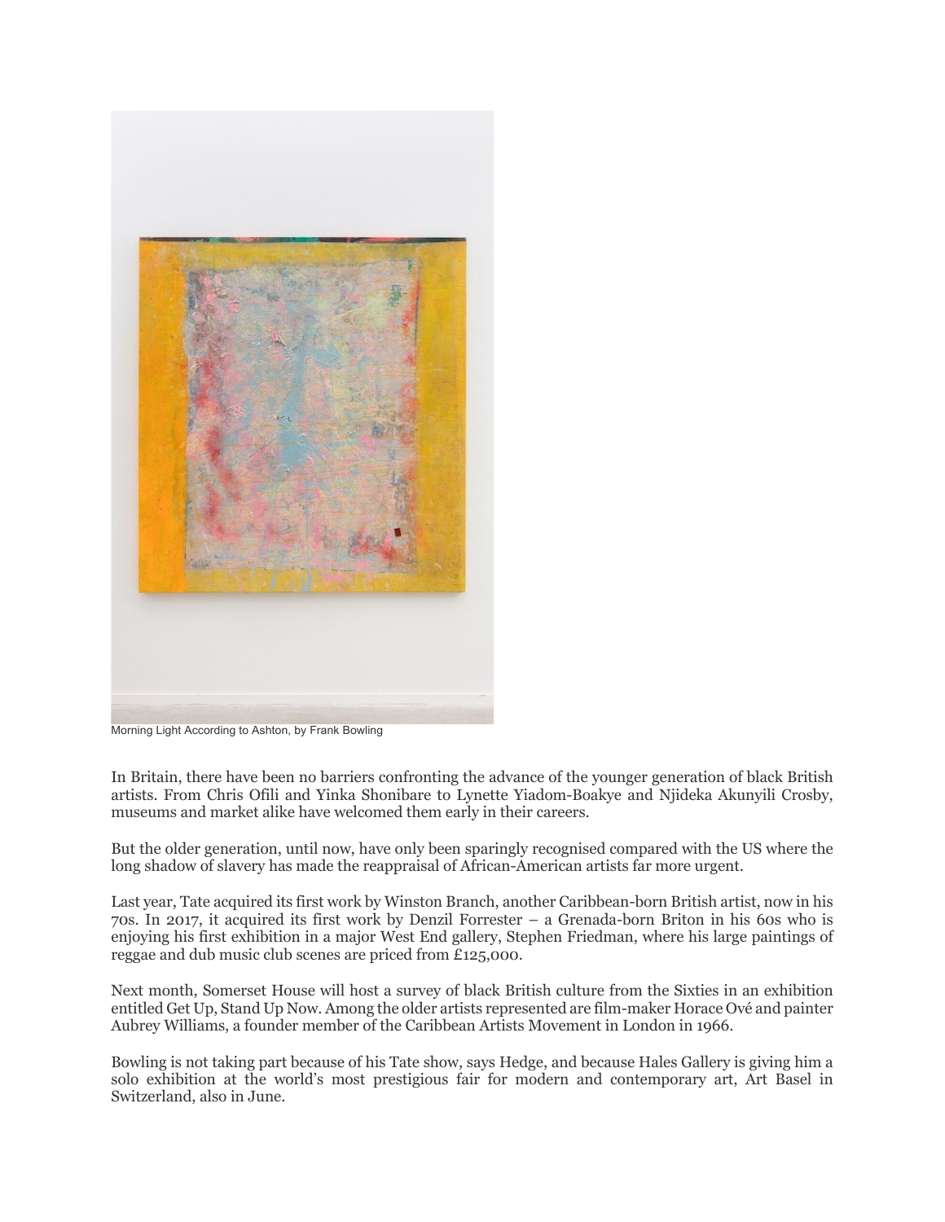Morning Light According to Ashton, by Frank Bowling

In Britain, there have been no barriers confronting the advance of the younger generation of black British artists. From Chris Ofili and Yinka Shonibare to Lynette Yiadom-Boakye and Njideka Akunyili Crosby, museums and market alike have welcomed them early in their careers.

But the older generation, until now, have only been sparingly recognised compared with the US where the long shadow of slavery has made the reappraisal of African-American artists far more urgent.

Last year, Tate acquired its first work by Winston Branch, another Caribbean-born British artist, now in his 70s. In 2017, it acquired its first work by Denzil Forrester – a Grenada-born Briton in his 60s who is enjoying his first exhibition in a major West End gallery, Stephen Friedman, where his large paintings of reggae and dub music club scenes are priced from £125,000.

Next month, Somerset House will host a survey of black British culture from the Sixties in an exhibition entitled Get Up, Stand Up Now. Among the older artists represented are film-maker Horace Ové and painter Aubrey Williams, a founder member of the Caribbean Artists Movement in London in 1966.

Bowling is not taking part because of his Tate show, says Hedge, and because Hales Gallery is giving him a solo exhibition at the world's most prestigious fair for modern and contemporary art, Art Basel in Switzerland, also in June.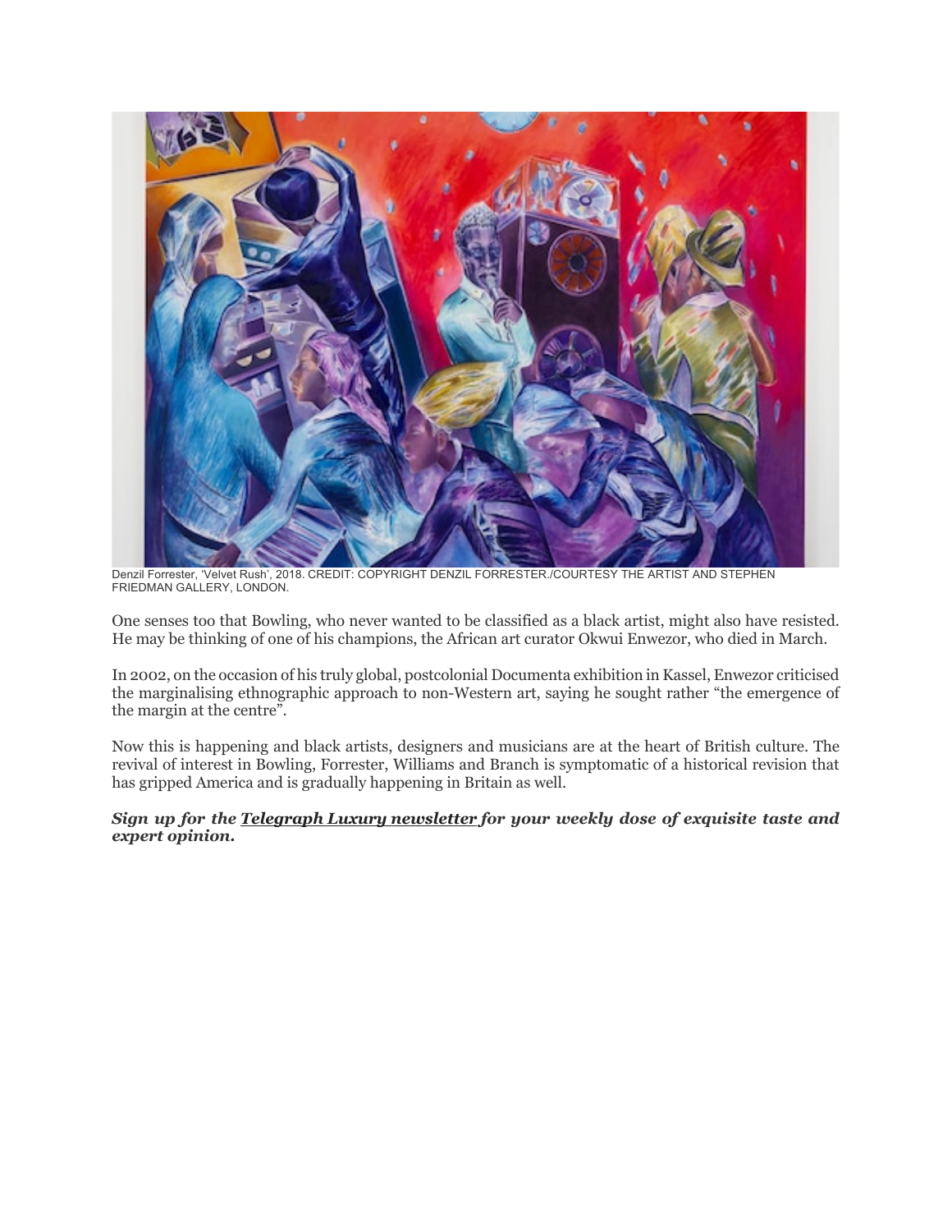Denzil Forrester, 'Velvet Rush', 2018. CREDIT: COPYRIGHT DENZIL FORRESTER./COURTESY THE ARTIST AND STEPHEN FRIEDMAN GALLERY, LONDON.

One senses too that Bowling, who never wanted to be classified as a black artist, might also have resisted. He may be thinking of one of his champions, the African art curator Okwui Enwezor, who died in March.

In 2002, on the occasion of his truly global, postcolonial Documenta exhibition in Kassel, Enwezor criticised the marginalising ethnographic approach to non-Western art, saying he sought rather "the emergence of the margin at the centre".

Now this is happening and black artists, designers and musicians are at the heart of British culture. The revival of interest in Bowling, Forrester, Williams and Branch is symptomatic of a historical revision that has gripped America and is gradually happening in Britain as well.

***Sign up for the Telegraph Luxury newsletter for your weekly dose of exquisite taste and expert opinion.***